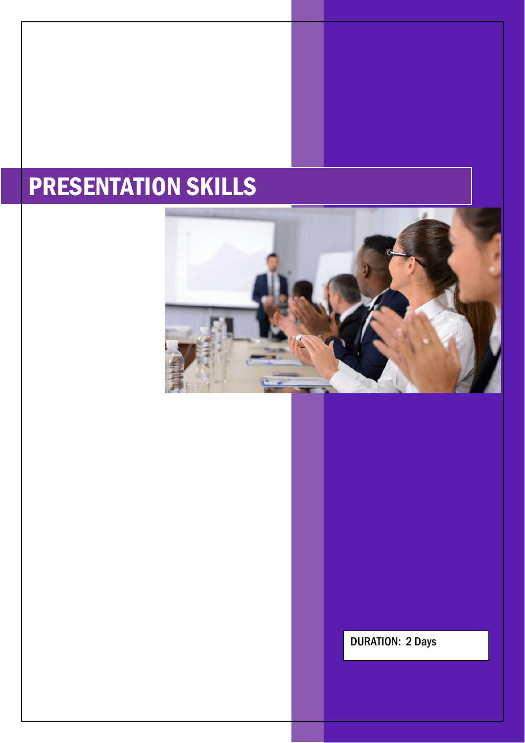# PRESENTATION SKILLS

DURATION: 2 Days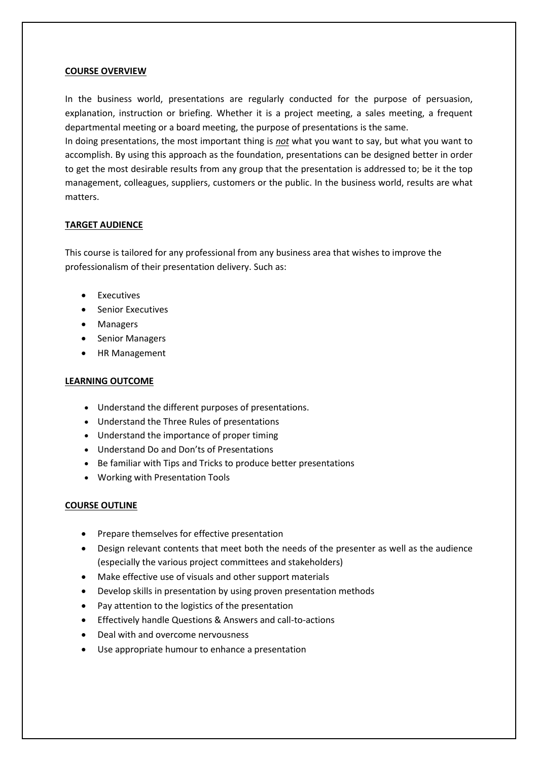**COURSE OVERVIEW**

In the business world, presentations are regularly conducted for the purpose of persuasion, explanation, instruction or briefing. Whether it is a project meeting, a sales meeting, a frequent departmental meeting or a board meeting, the purpose of presentations is the same.
In doing presentations, the most important thing is ***not*** what you want to say, but what you want to accomplish. By using this approach as the foundation, presentations can be designed better in order to get the most desirable results from any group that the presentation is addressed to; be it the top management, colleagues, suppliers, customers or the public. In the business world, results are what matters.

**TARGET AUDIENCE**

This course is tailored for any professional from any business area that wishes to improve the professionalism of their presentation delivery. Such as:

- Executives
- Senior Executives
- Managers
- Senior Managers
- HR Management

**LEARNING OUTCOME**

- Understand the different purposes of presentations.
- Understand the Three Rules of presentations
- Understand the importance of proper timing
- Understand Do and Don'ts of Presentations
- Be familiar with Tips and Tricks to produce better presentations
- Working with Presentation Tools

**COURSE OUTLINE**

- Prepare themselves for effective presentation
- Design relevant contents that meet both the needs of the presenter as well as the audience (especially the various project committees and stakeholders)
- Make effective use of visuals and other support materials
- Develop skills in presentation by using proven presentation methods
- Pay attention to the logistics of the presentation
- Effectively handle Questions & Answers and call-to-actions
- Deal with and overcome nervousness
- Use appropriate humour to enhance a presentation